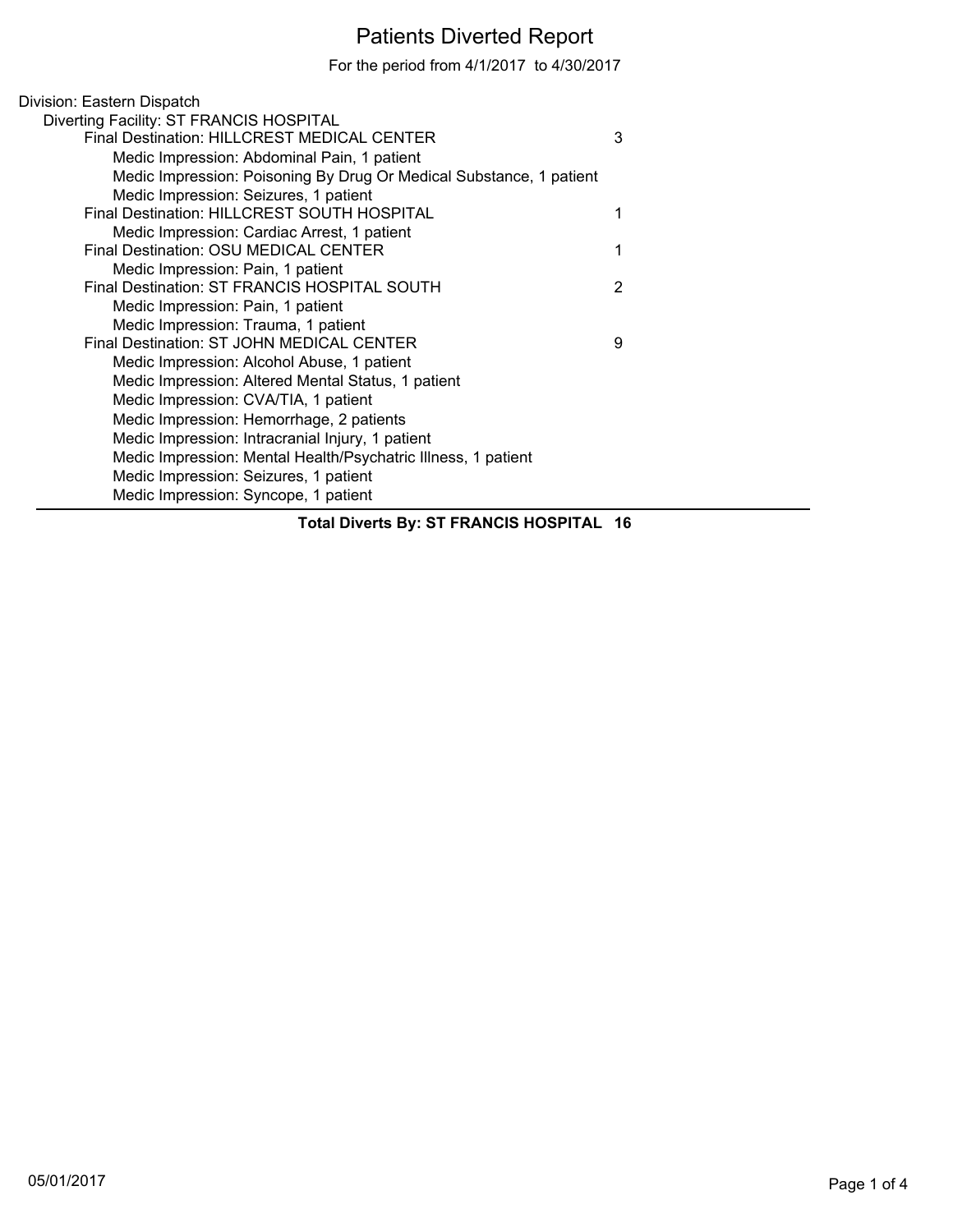# Patients Diverted Report

For the period from 4/1/2017 to 4/30/2017

Division: Eastern Dispatch

Diverting Facility: ST FRANCIS HOSPITAL

- Final Destination: HILLCREST MEDICAL CENTER — 3
  - Medic Impression: Abdominal Pain, 1 patient
  - Medic Impression: Poisoning By Drug Or Medical Substance, 1 patient
  - Medic Impression: Seizures, 1 patient
- Final Destination: HILLCREST SOUTH HOSPITAL — 1
  - Medic Impression: Cardiac Arrest, 1 patient
- Final Destination: OSU MEDICAL CENTER — 1
  - Medic Impression: Pain, 1 patient
- Final Destination: ST FRANCIS HOSPITAL SOUTH — 2
  - Medic Impression: Pain, 1 patient
  - Medic Impression: Trauma, 1 patient
- Final Destination: ST JOHN MEDICAL CENTER — 9
  - Medic Impression: Alcohol Abuse, 1 patient
  - Medic Impression: Altered Mental Status, 1 patient
  - Medic Impression: CVA/TIA, 1 patient
  - Medic Impression: Hemorrhage, 2 patients
  - Medic Impression: Intracranial Injury, 1 patient
  - Medic Impression: Mental Health/Psychatric Illness, 1 patient
  - Medic Impression: Seizures, 1 patient
  - Medic Impression: Syncope, 1 patient

**Total Diverts By: ST FRANCIS HOSPITAL 16**

05/01/2017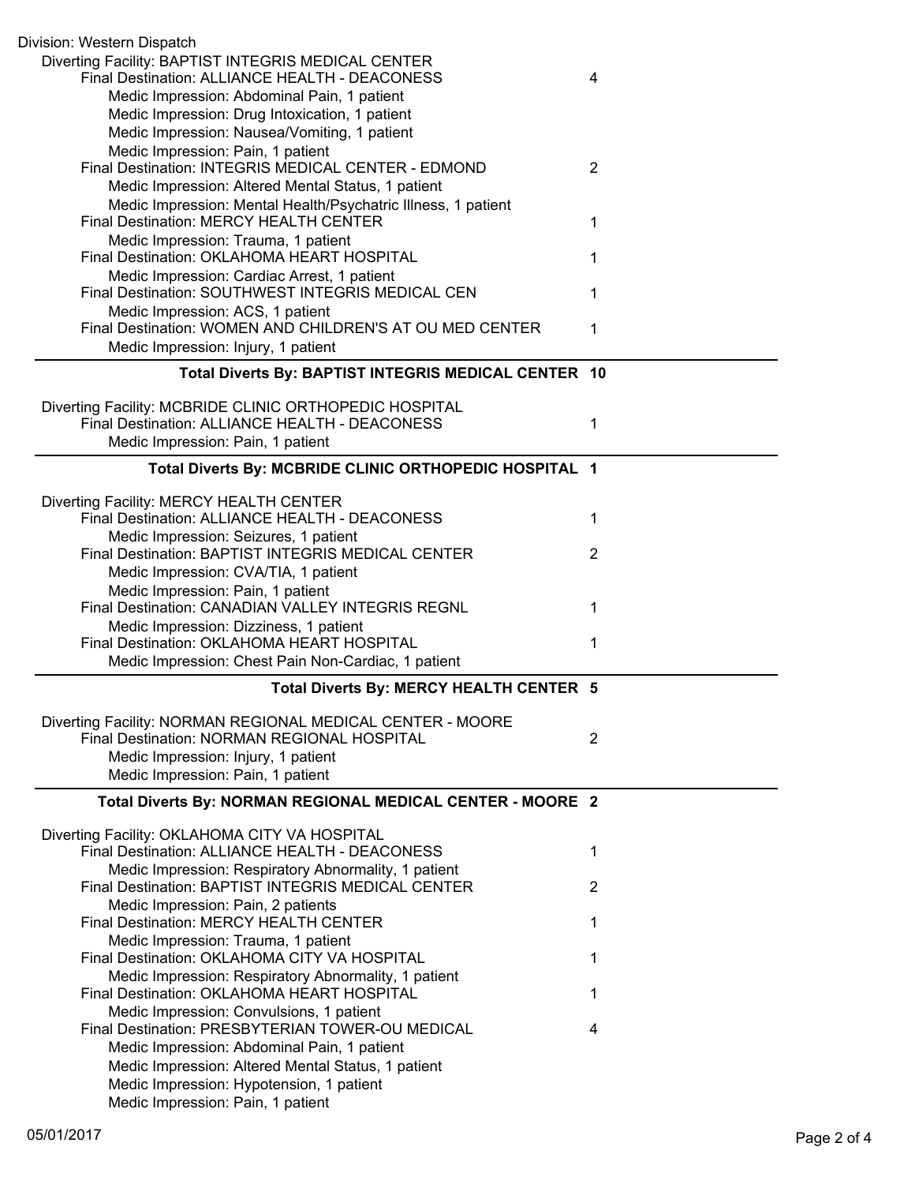Division: Western Dispatch

Diverting Facility: BAPTIST INTEGRIS MEDICAL CENTER

| | |
|---|---|
| Final Destination: ALLIANCE HEALTH - DEACONESS | 4 |
| Medic Impression: Abdominal Pain, 1 patient | |
| Medic Impression: Drug Intoxication, 1 patient | |
| Medic Impression: Nausea/Vomiting, 1 patient | |
| Medic Impression: Pain, 1 patient | |
| Final Destination: INTEGRIS MEDICAL CENTER - EDMOND | 2 |
| Medic Impression: Altered Mental Status, 1 patient | |
| Medic Impression: Mental Health/Psychatric Illness, 1 patient | |
| Final Destination: MERCY HEALTH CENTER | 1 |
| Medic Impression: Trauma, 1 patient | |
| Final Destination: OKLAHOMA HEART HOSPITAL | 1 |
| Medic Impression: Cardiac Arrest, 1 patient | |
| Final Destination: SOUTHWEST INTEGRIS MEDICAL CEN | 1 |
| Medic Impression: ACS, 1 patient | |
| Final Destination: WOMEN AND CHILDREN'S AT OU MED CENTER | 1 |
| Medic Impression: Injury, 1 patient | |

**Total Diverts By: BAPTIST INTEGRIS MEDICAL CENTER 10**

Diverting Facility: MCBRIDE CLINIC ORTHOPEDIC HOSPITAL

| | |
|---|---|
| Final Destination: ALLIANCE HEALTH - DEACONESS | 1 |
| Medic Impression: Pain, 1 patient | |

**Total Diverts By: MCBRIDE CLINIC ORTHOPEDIC HOSPITAL 1**

Diverting Facility: MERCY HEALTH CENTER

| | |
|---|---|
| Final Destination: ALLIANCE HEALTH - DEACONESS | 1 |
| Medic Impression: Seizures, 1 patient | |
| Final Destination: BAPTIST INTEGRIS MEDICAL CENTER | 2 |
| Medic Impression: CVA/TIA, 1 patient | |
| Medic Impression: Pain, 1 patient | |
| Final Destination: CANADIAN VALLEY INTEGRIS REGNL | 1 |
| Medic Impression: Dizziness, 1 patient | |
| Final Destination: OKLAHOMA HEART HOSPITAL | 1 |
| Medic Impression: Chest Pain Non-Cardiac, 1 patient | |

**Total Diverts By: MERCY HEALTH CENTER 5**

Diverting Facility: NORMAN REGIONAL MEDICAL CENTER - MOORE

| | |
|---|---|
| Final Destination: NORMAN REGIONAL HOSPITAL | 2 |
| Medic Impression: Injury, 1 patient | |
| Medic Impression: Pain, 1 patient | |

**Total Diverts By: NORMAN REGIONAL MEDICAL CENTER - MOORE 2**

Diverting Facility: OKLAHOMA CITY VA HOSPITAL

| | |
|---|---|
| Final Destination: ALLIANCE HEALTH - DEACONESS | 1 |
| Medic Impression: Respiratory Abnormality, 1 patient | |
| Final Destination: BAPTIST INTEGRIS MEDICAL CENTER | 2 |
| Medic Impression: Pain, 2 patients | |
| Final Destination: MERCY HEALTH CENTER | 1 |
| Medic Impression: Trauma, 1 patient | |
| Final Destination: OKLAHOMA CITY VA HOSPITAL | 1 |
| Medic Impression: Respiratory Abnormality, 1 patient | |
| Final Destination: OKLAHOMA HEART HOSPITAL | 1 |
| Medic Impression: Convulsions, 1 patient | |
| Final Destination: PRESBYTERIAN TOWER-OU MEDICAL | 4 |
| Medic Impression: Abdominal Pain, 1 patient | |
| Medic Impression: Altered Mental Status, 1 patient | |
| Medic Impression: Hypotension, 1 patient | |
| Medic Impression: Pain, 1 patient | |

05/01/2017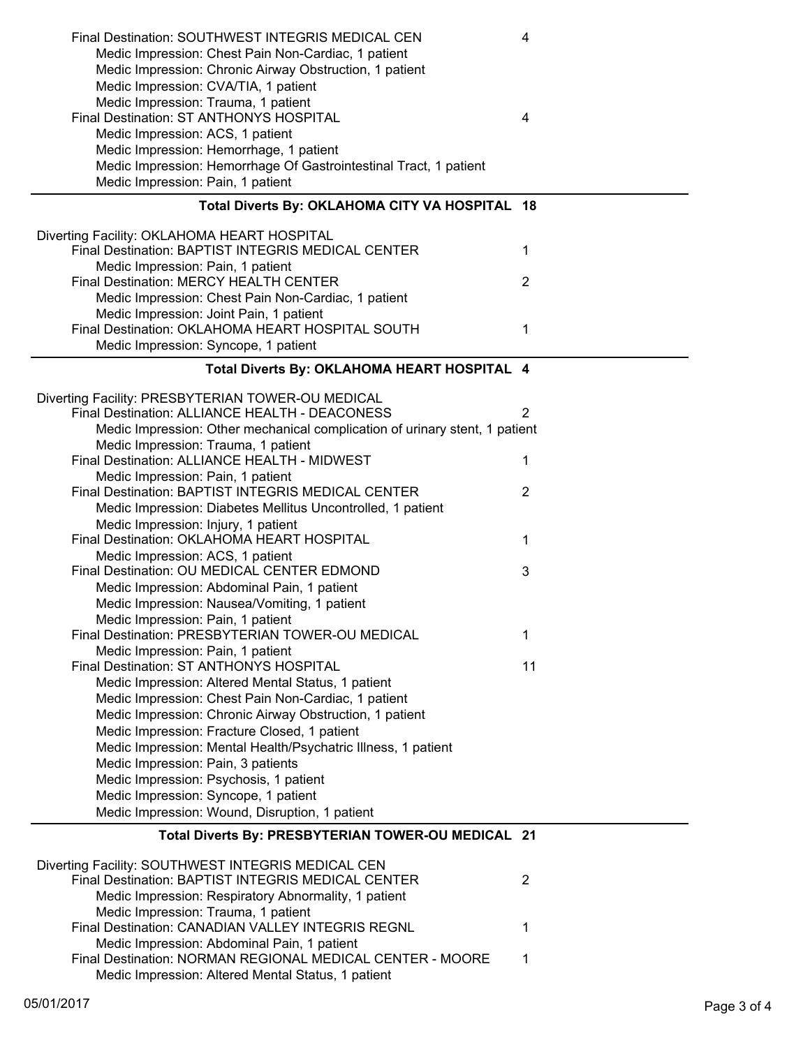Final Destination: SOUTHWEST INTEGRIS MEDICAL CEN 4
- Medic Impression: Chest Pain Non-Cardiac, 1 patient
- Medic Impression: Chronic Airway Obstruction, 1 patient
- Medic Impression: CVA/TIA, 1 patient
- Medic Impression: Trauma, 1 patient

Final Destination: ST ANTHONYS HOSPITAL 4
- Medic Impression: ACS, 1 patient
- Medic Impression: Hemorrhage, 1 patient
- Medic Impression: Hemorrhage Of Gastrointestinal Tract, 1 patient
- Medic Impression: Pain, 1 patient

**Total Diverts By: OKLAHOMA CITY VA HOSPITAL 18**

---

Diverting Facility: OKLAHOMA HEART HOSPITAL

Final Destination: BAPTIST INTEGRIS MEDICAL CENTER 1
- Medic Impression: Pain, 1 patient

Final Destination: MERCY HEALTH CENTER 2
- Medic Impression: Chest Pain Non-Cardiac, 1 patient
- Medic Impression: Joint Pain, 1 patient

Final Destination: OKLAHOMA HEART HOSPITAL SOUTH 1
- Medic Impression: Syncope, 1 patient

**Total Diverts By: OKLAHOMA HEART HOSPITAL 4**

---

Diverting Facility: PRESBYTERIAN TOWER-OU MEDICAL

Final Destination: ALLIANCE HEALTH - DEACONESS 2
- Medic Impression: Other mechanical complication of urinary stent, 1 patient
- Medic Impression: Trauma, 1 patient

Final Destination: ALLIANCE HEALTH - MIDWEST 1
- Medic Impression: Pain, 1 patient

Final Destination: BAPTIST INTEGRIS MEDICAL CENTER 2
- Medic Impression: Diabetes Mellitus Uncontrolled, 1 patient
- Medic Impression: Injury, 1 patient

Final Destination: OKLAHOMA HEART HOSPITAL 1
- Medic Impression: ACS, 1 patient

Final Destination: OU MEDICAL CENTER EDMOND 3
- Medic Impression: Abdominal Pain, 1 patient
- Medic Impression: Nausea/Vomiting, 1 patient
- Medic Impression: Pain, 1 patient

Final Destination: PRESBYTERIAN TOWER-OU MEDICAL 1
- Medic Impression: Pain, 1 patient

Final Destination: ST ANTHONYS HOSPITAL 11
- Medic Impression: Altered Mental Status, 1 patient
- Medic Impression: Chest Pain Non-Cardiac, 1 patient
- Medic Impression: Chronic Airway Obstruction, 1 patient
- Medic Impression: Fracture Closed, 1 patient
- Medic Impression: Mental Health/Psychatric Illness, 1 patient
- Medic Impression: Pain, 3 patients
- Medic Impression: Psychosis, 1 patient
- Medic Impression: Syncope, 1 patient
- Medic Impression: Wound, Disruption, 1 patient

**Total Diverts By: PRESBYTERIAN TOWER-OU MEDICAL 21**

---

Diverting Facility: SOUTHWEST INTEGRIS MEDICAL CEN

Final Destination: BAPTIST INTEGRIS MEDICAL CENTER 2
- Medic Impression: Respiratory Abnormality, 1 patient
- Medic Impression: Trauma, 1 patient

Final Destination: CANADIAN VALLEY INTEGRIS REGNL 1
- Medic Impression: Abdominal Pain, 1 patient

Final Destination: NORMAN REGIONAL MEDICAL CENTER - MOORE 1
- Medic Impression: Altered Mental Status, 1 patient

05/01/2017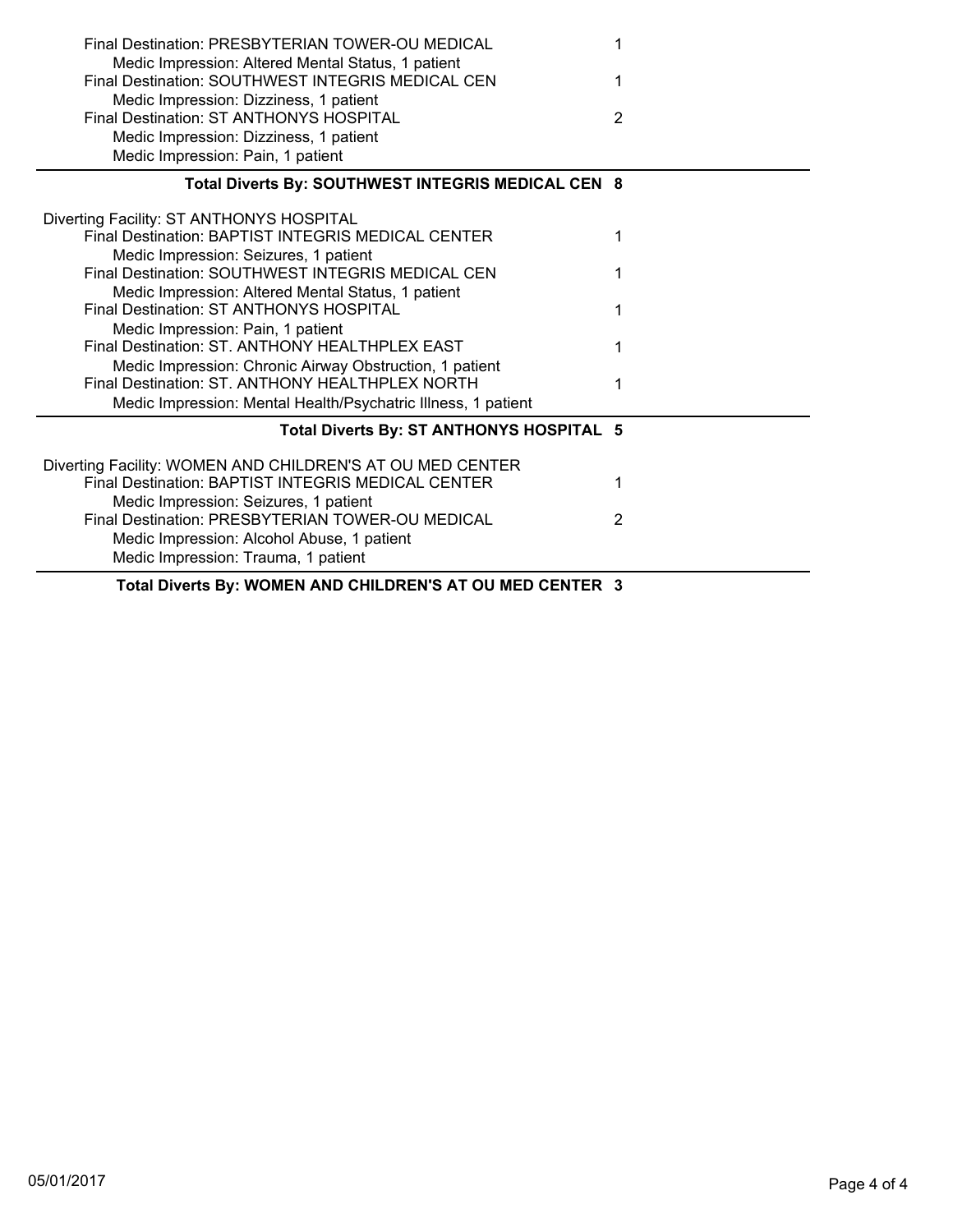Final Destination: PRESBYTERIAN TOWER-OU MEDICAL 1

Medic Impression: Altered Mental Status, 1 patient

Final Destination: SOUTHWEST INTEGRIS MEDICAL CEN 1

Medic Impression: Dizziness, 1 patient

Final Destination: ST ANTHONYS HOSPITAL 2

Medic Impression: Dizziness, 1 patient

Medic Impression: Pain, 1 patient

**Total Diverts By: SOUTHWEST INTEGRIS MEDICAL CEN 8**

---

Diverting Facility: ST ANTHONYS HOSPITAL

Final Destination: BAPTIST INTEGRIS MEDICAL CENTER 1

Medic Impression: Seizures, 1 patient

Final Destination: SOUTHWEST INTEGRIS MEDICAL CEN 1

Medic Impression: Altered Mental Status, 1 patient

Final Destination: ST ANTHONYS HOSPITAL 1

Medic Impression: Pain, 1 patient

Final Destination: ST. ANTHONY HEALTHPLEX EAST 1

Medic Impression: Chronic Airway Obstruction, 1 patient

Final Destination: ST. ANTHONY HEALTHPLEX NORTH 1

Medic Impression: Mental Health/Psychatric Illness, 1 patient

**Total Diverts By: ST ANTHONYS HOSPITAL 5**

---

Diverting Facility: WOMEN AND CHILDREN'S AT OU MED CENTER

Final Destination: BAPTIST INTEGRIS MEDICAL CENTER 1

Medic Impression: Seizures, 1 patient

Final Destination: PRESBYTERIAN TOWER-OU MEDICAL 2

Medic Impression: Alcohol Abuse, 1 patient

Medic Impression: Trauma, 1 patient

**Total Diverts By: WOMEN AND CHILDREN'S AT OU MED CENTER 3**

05/01/2017